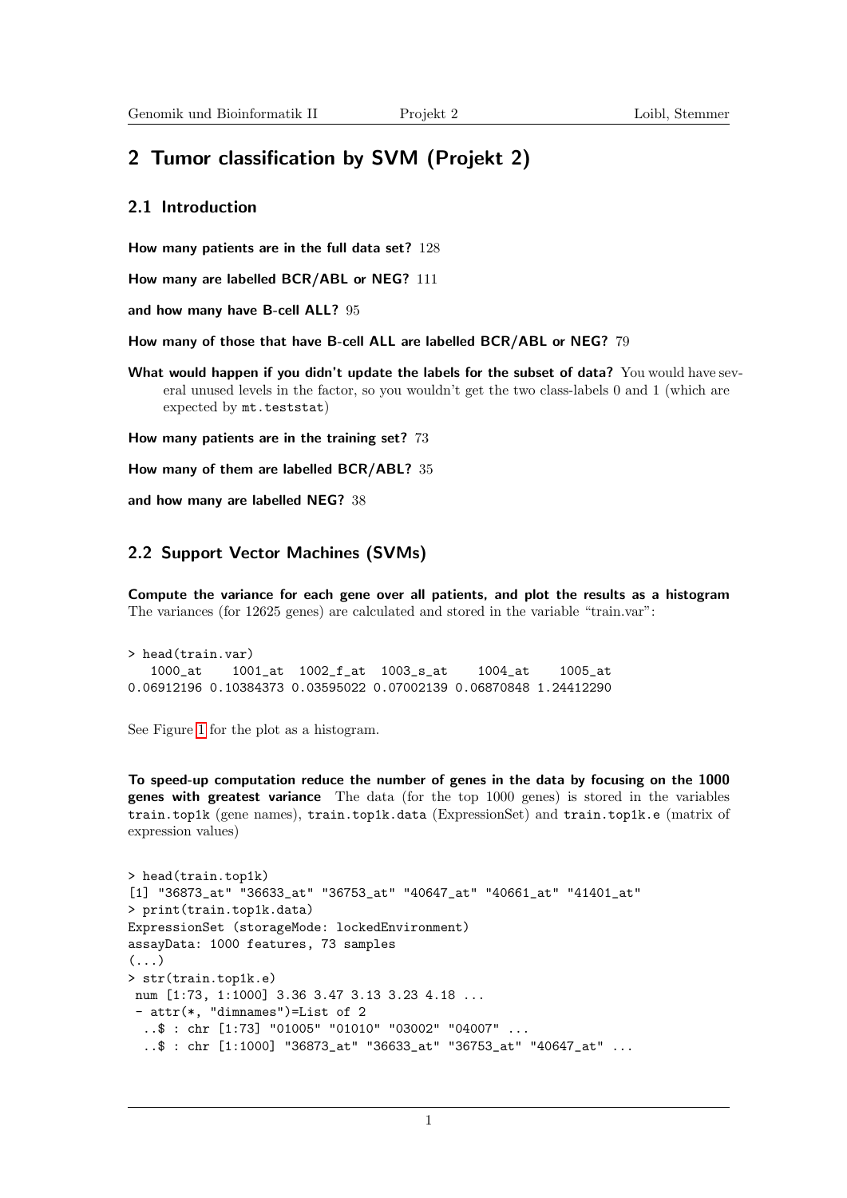## 2 Tumor classification by SVM (Projekt 2)

### 2.1 Introduction

**How many patients are in the full data set?** 128

**How many are labelled BCR/ABL or NEG?** 111

**and how many have B-cell ALL?** 95

**How many of those that have B-cell ALL are labelled BCR/ABL or NEG?** 79

**What would happen if you didn't update the labels for the subset of data?** You would have several unused levels in the factor, so you wouldn't get the two class-labels 0 and 1 (which are expected by `mt.teststat`)

**How many patients are in the training set?** 73

**How many of them are labelled BCR/ABL?** 35

**and how many are labelled NEG?** 38

### 2.2 Support Vector Machines (SVMs)

**Compute the variance for each gene over all patients, and plot the results as a histogram** The variances (for 12625 genes) are calculated and stored in the variable "train.var":

```
> head(train.var)
   1000_at    1001_at  1002_f_at  1003_s_at    1004_at    1005_at
0.06912196 0.10384373 0.03595022 0.07002139 0.06870848 1.24412290
```

See Figure 1 for the plot as a histogram.

**To speed-up computation reduce the number of genes in the data by focusing on the 1000 genes with greatest variance** The data (for the top 1000 genes) is stored in the variables `train.top1k` (gene names), `train.top1k.data` (ExpressionSet) and `train.top1k.e` (matrix of expression values)

```
> head(train.top1k)
[1] "36873_at" "36633_at" "36753_at" "40647_at" "40661_at" "41401_at"
> print(train.top1k.data)
ExpressionSet (storageMode: lockedEnvironment)
assayData: 1000 features, 73 samples
(...)
> str(train.top1k.e)
 num [1:73, 1:1000] 3.36 3.47 3.13 3.23 4.18 ...
 - attr(*, "dimnames")=List of 2
  ..$ : chr [1:73] "01005" "01010" "03002" "04007" ...
  ..$ : chr [1:1000] "36873_at" "36633_at" "36753_at" "40647_at" ...
```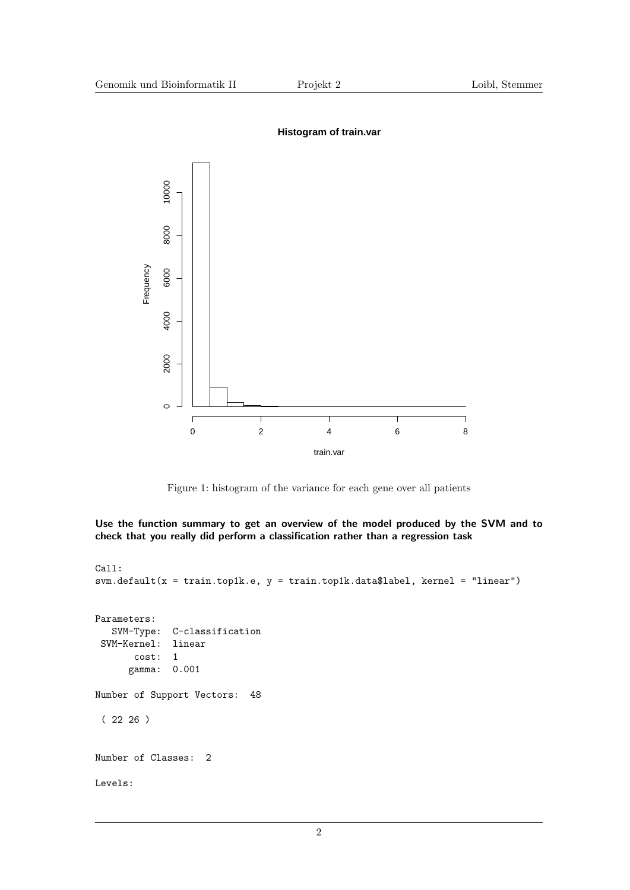Figure 1: histogram of the variance for each gene over all patients

**Use the function summary to get an overview of the model produced by the SVM and to check that you really did perform a classification rather than a regression task**

```
Call:
svm.default(x = train.top1k.e, y = train.top1k.data$label, kernel = "linear")


Parameters:
   SVM-Type:  C-classification
 SVM-Kernel:  linear
       cost:  1
      gamma:  0.001

Number of Support Vectors:  48

 ( 22 26 )


Number of Classes:  2

Levels:
```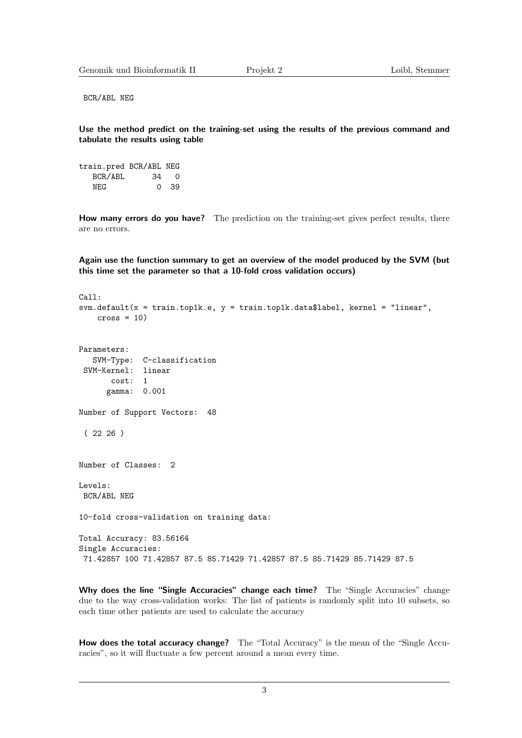```
 BCR/ABL NEG
```

**Use the method predict on the training-set using the results of the previous command and tabulate the results using table**

```
train.pred BCR/ABL NEG
   BCR/ABL      34   0
   NEG           0  39
```

**How many errors do you have?** The prediction on the training-set gives perfect results, there are no errors.

**Again use the function summary to get an overview of the model produced by the SVM (but this time set the parameter so that a 10-fold cross validation occurs)**

```
Call:
svm.default(x = train.top1k.e, y = train.top1k.data$label, kernel = "linear",
    cross = 10)


Parameters:
   SVM-Type:  C-classification
 SVM-Kernel:  linear
       cost:  1
      gamma:  0.001

Number of Support Vectors:  48

 ( 22 26 )


Number of Classes:  2

Levels:
 BCR/ABL NEG

10-fold cross-validation on training data:

Total Accuracy: 83.56164
Single Accuracies:
 71.42857 100 71.42857 87.5 85.71429 71.42857 87.5 85.71429 85.71429 87.5
```

**Why does the line "Single Accuracies" change each time?** The "Single Accuracies" change due to the way cross-validation works: The list of patients is randomly split into 10 subsets, so each time other patients are used to calculate the accuracy

**How does the total accuracy change?** The "Total Accuracy" is the mean of the "Single Accuracies", so it will fluctuate a few percent around a mean every time.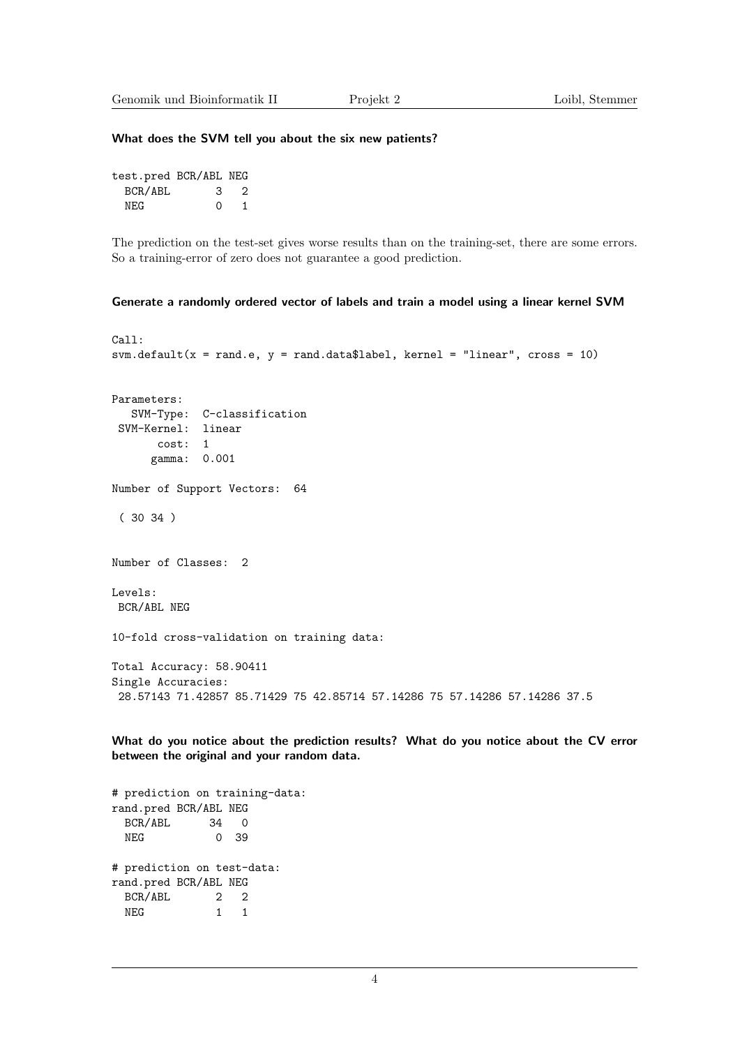**What does the SVM tell you about the six new patients?**

```
test.pred BCR/ABL NEG
  BCR/ABL       3   2
  NEG           0   1
```

The prediction on the test-set gives worse results than on the training-set, there are some errors. So a training-error of zero does not guarantee a good prediction.

**Generate a randomly ordered vector of labels and train a model using a linear kernel SVM**

```
Call:
svm.default(x = rand.e, y = rand.data$label, kernel = "linear", cross = 10)


Parameters:
   SVM-Type:  C-classification
 SVM-Kernel:  linear
       cost:  1
      gamma:  0.001

Number of Support Vectors:  64

 ( 30 34 )


Number of Classes:  2

Levels:
 BCR/ABL NEG

10-fold cross-validation on training data:

Total Accuracy: 58.90411
Single Accuracies:
 28.57143 71.42857 85.71429 75 42.85714 57.14286 75 57.14286 57.14286 37.5
```

**What do you notice about the prediction results? What do you notice about the CV error between the original and your random data.**

```
# prediction on training-data:
rand.pred BCR/ABL NEG
  BCR/ABL      34   0
  NEG           0  39

# prediction on test-data:
rand.pred BCR/ABL NEG
  BCR/ABL       2   2
  NEG           1   1
```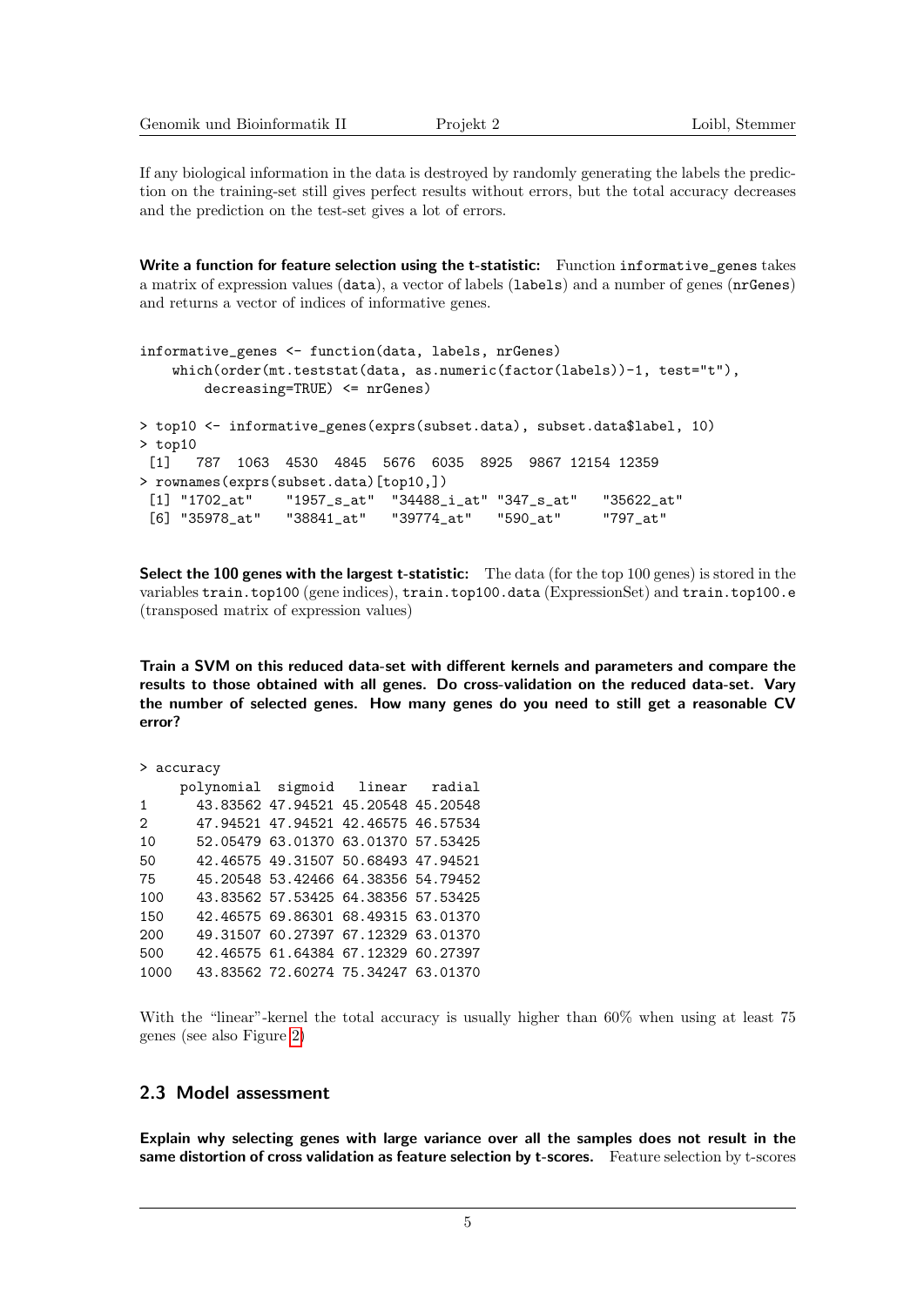If any biological information in the data is destroyed by randomly generating the labels the prediction on the training-set still gives perfect results without errors, but the total accuracy decreases and the prediction on the test-set gives a lot of errors.

**Write a function for feature selection using the t-statistic:** Function `informative_genes` takes a matrix of expression values (`data`), a vector of labels (`labels`) and a number of genes (`nrGenes`) and returns a vector of indices of informative genes.

```
informative_genes <- function(data, labels, nrGenes)
    which(order(mt.teststat(data, as.numeric(factor(labels))-1, test="t"),
        decreasing=TRUE) <= nrGenes)

> top10 <- informative_genes(exprs(subset.data), subset.data$label, 10)
> top10
 [1]   787  1063  4530  4845  5676  6035  8925  9867 12154 12359
> rownames(exprs(subset.data)[top10,])
 [1] "1702_at"    "1957_s_at"  "34488_i_at" "347_s_at"   "35622_at"
 [6] "35978_at"   "38841_at"   "39774_at"   "590_at"     "797_at"
```

**Select the 100 genes with the largest t-statistic:** The data (for the top 100 genes) is stored in the variables `train.top100` (gene indices), `train.top100.data` (ExpressionSet) and `train.top100.e` (transposed matrix of expression values)

**Train a SVM on this reduced data-set with different kernels and parameters and compare the results to those obtained with all genes. Do cross-validation on the reduced data-set. Vary the number of selected genes. How many genes do you need to still get a reasonable CV error?**

```
> accuracy
     polynomial  sigmoid   linear   radial
1      43.83562 47.94521 45.20548 45.20548
2      47.94521 47.94521 42.46575 46.57534
10     52.05479 63.01370 63.01370 57.53425
50     42.46575 49.31507 50.68493 47.94521
75     45.20548 53.42466 64.38356 54.79452
100    43.83562 57.53425 64.38356 57.53425
150    42.46575 69.86301 68.49315 63.01370
200    49.31507 60.27397 67.12329 63.01370
500    42.46575 61.64384 67.12329 60.27397
1000   43.83562 72.60274 75.34247 63.01370
```

With the "linear"-kernel the total accuracy is usually higher than 60% when using at least 75 genes (see also Figure 2)

## 2.3 Model assessment

**Explain why selecting genes with large variance over all the samples does not result in the same distortion of cross validation as feature selection by t-scores.** Feature selection by t-scores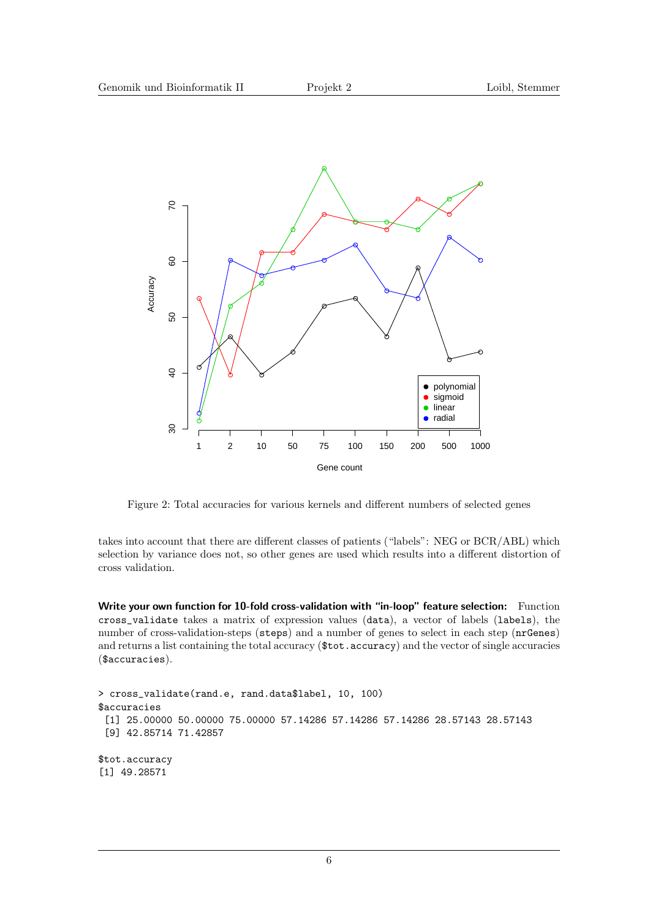Figure 2: Total accuracies for various kernels and different numbers of selected genes

takes into account that there are different classes of patients ("labels": NEG or BCR/ABL) which selection by variance does not, so other genes are used which results into a different distortion of cross validation.

**Write your own function for 10-fold cross-validation with "in-loop" feature selection:** Function `cross_validate` takes a matrix of expression values (`data`), a vector of labels (`labels`), the number of cross-validation-steps (`steps`) and a number of genes to select in each step (`nrGenes`) and returns a list containing the total accuracy (`$tot.accuracy`) and the vector of single accuracies (`$accuracies`).

```
> cross_validate(rand.e, rand.data$label, 10, 100)
$accuracies
 [1] 25.00000 50.00000 75.00000 57.14286 57.14286 57.14286 28.57143 28.57143
 [9] 42.85714 71.42857

$tot.accuracy
[1] 49.28571
```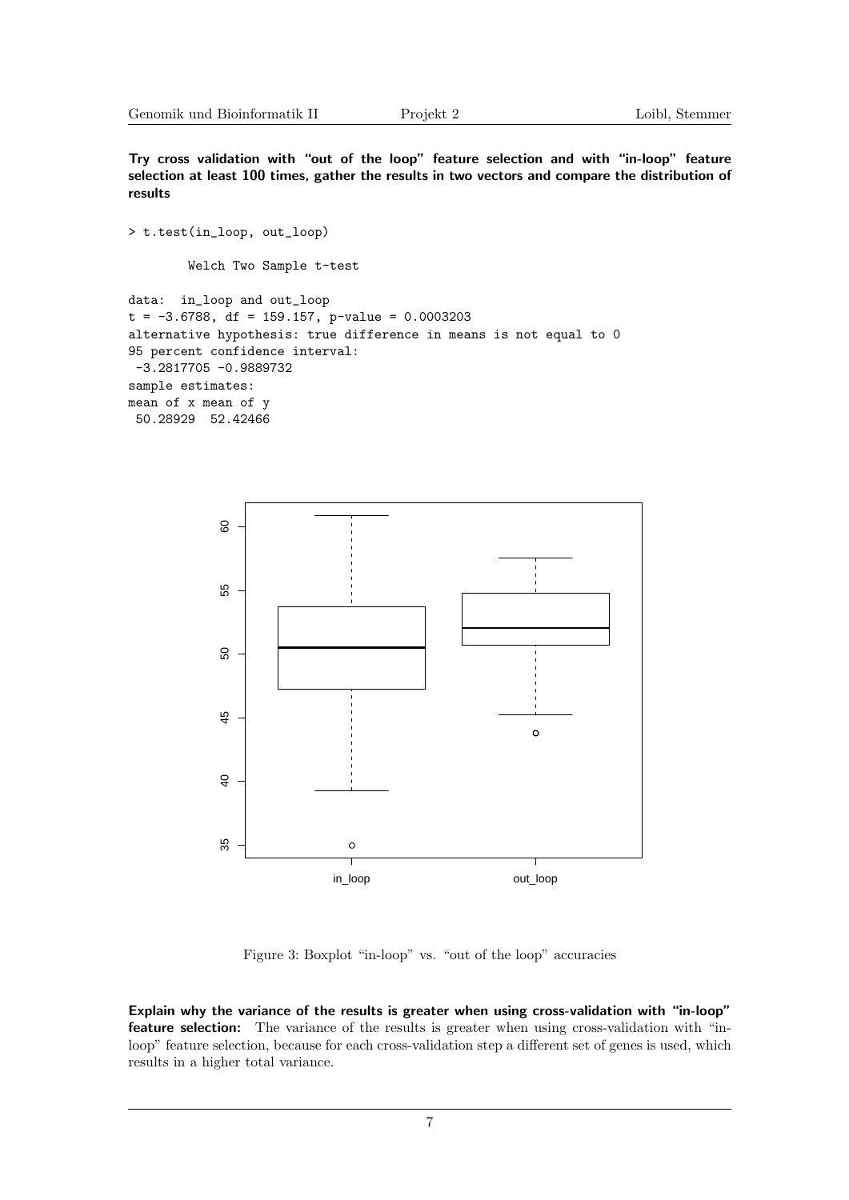**Try cross validation with "out of the loop" feature selection and with "in-loop" feature selection at least 100 times, gather the results in two vectors and compare the distribution of results**

```
> t.test(in_loop, out_loop)

        Welch Two Sample t-test

data:  in_loop and out_loop
t = -3.6788, df = 159.157, p-value = 0.0003203
alternative hypothesis: true difference in means is not equal to 0
95 percent confidence interval:
 -3.2817705 -0.9889732
sample estimates:
mean of x mean of y
 50.28929  52.42466
```

Figure 3: Boxplot "in-loop" vs. "out of the loop" accuracies

**Explain why the variance of the results is greater when using cross-validation with "in-loop" feature selection:** The variance of the results is greater when using cross-validation with "in-loop" feature selection, because for each cross-validation step a different set of genes is used, which results in a higher total variance.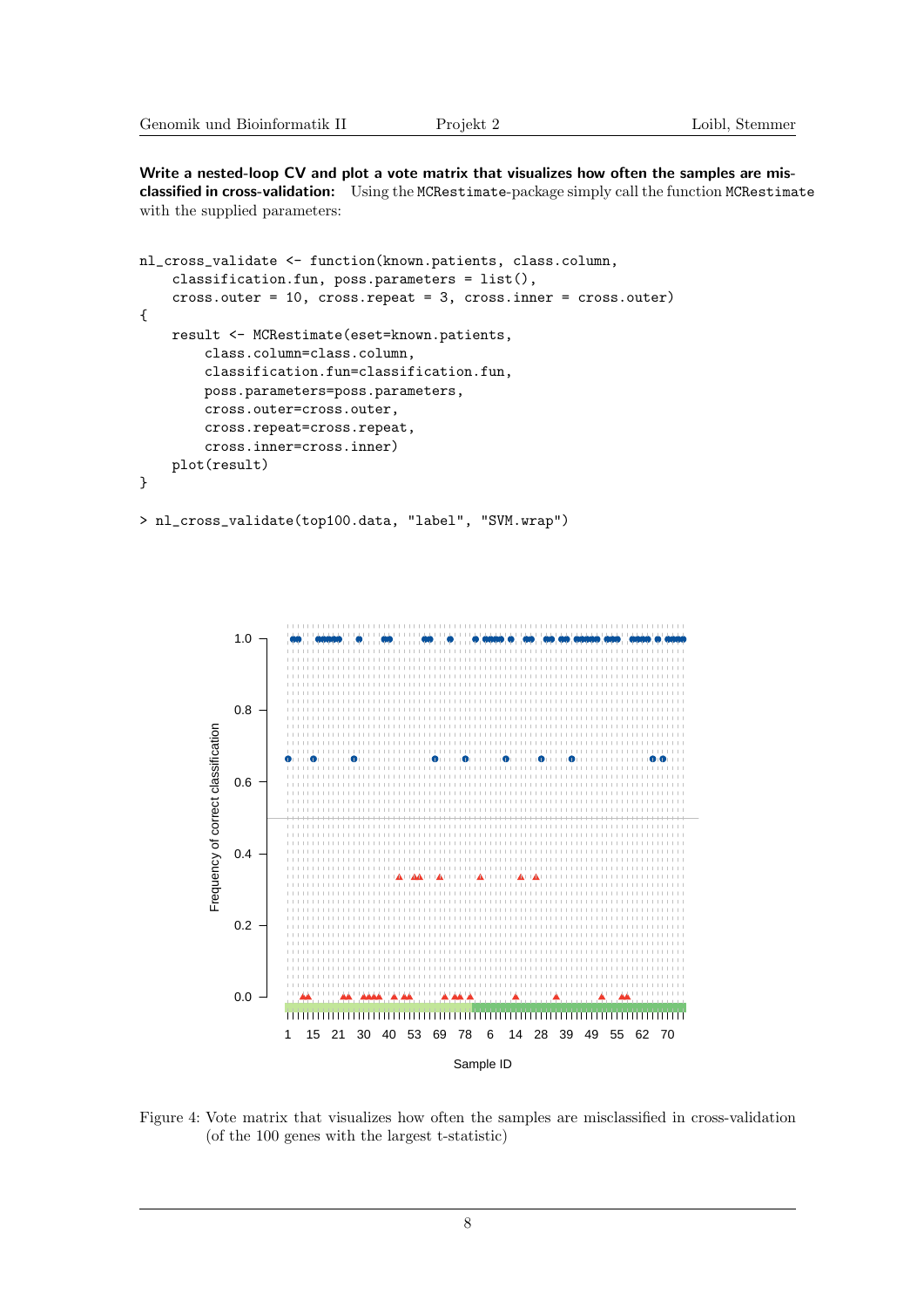**Write a nested-loop CV and plot a vote matrix that visualizes how often the samples are misclassified in cross-validation:** Using the MCRestimate-package simply call the function MCRestimate with the supplied parameters:

```
nl_cross_validate <- function(known.patients, class.column,
    classification.fun, poss.parameters = list(),
    cross.outer = 10, cross.repeat = 3, cross.inner = cross.outer)
{
    result <- MCRestimate(eset=known.patients,
        class.column=class.column,
        classification.fun=classification.fun,
        poss.parameters=poss.parameters,
        cross.outer=cross.outer,
        cross.repeat=cross.repeat,
        cross.inner=cross.inner)
    plot(result)
}

> nl_cross_validate(top100.data, "label", "SVM.wrap")
```

Frequency of correct classification

1.0
0.8
0.6
0.4
0.2
0.0

1 15 21 30 40 53 69 78 6 14 28 39 49 55 62 70

Sample ID

Figure 4: Vote matrix that visualizes how often the samples are misclassified in cross-validation (of the 100 genes with the largest t-statistic)